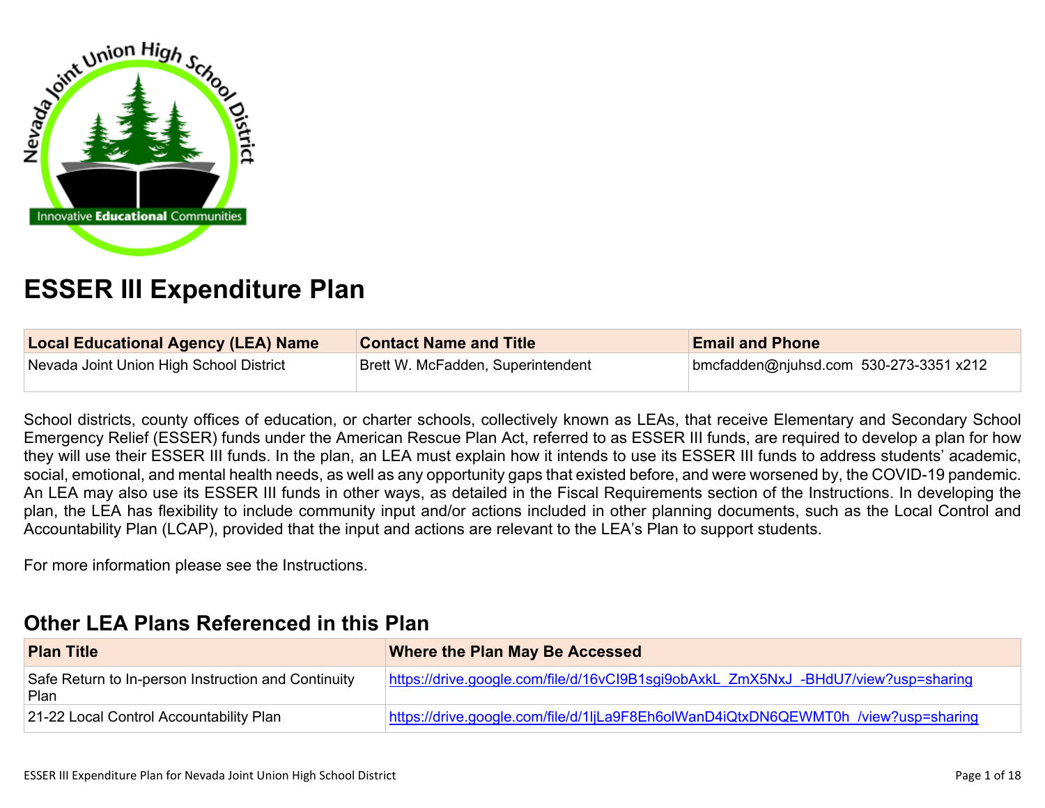# ESSER III Expenditure Plan

| Local Educational Agency (LEA) Name | Contact Name and Title | Email and Phone |
|---|---|---|
| Nevada Joint Union High School District | Brett W. McFadden, Superintendent | bmcfadden@njuhsd.com 530-273-3351 x212 |

School districts, county offices of education, or charter schools, collectively known as LEAs, that receive Elementary and Secondary School Emergency Relief (ESSER) funds under the American Rescue Plan Act, referred to as ESSER III funds, are required to develop a plan for how they will use their ESSER III funds. In the plan, an LEA must explain how it intends to use its ESSER III funds to address students' academic, social, emotional, and mental health needs, as well as any opportunity gaps that existed before, and were worsened by, the COVID-19 pandemic. An LEA may also use its ESSER III funds in other ways, as detailed in the Fiscal Requirements section of the Instructions. In developing the plan, the LEA has flexibility to include community input and/or actions included in other planning documents, such as the Local Control and Accountability Plan (LCAP), provided that the input and actions are relevant to the LEA's Plan to support students.

For more information please see the Instructions.

## Other LEA Plans Referenced in this Plan

| Plan Title | Where the Plan May Be Accessed |
|---|---|
| Safe Return to In-person Instruction and Continuity Plan | https://drive.google.com/file/d/16vCI9B1sgi9obAxkL_ZmX5NxJ_-BHdU7/view?usp=sharing |
| 21-22 Local Control Accountability Plan | https://drive.google.com/file/d/1ljLa9F8Eh6olWanD4iQtxDN6QEWMT0h_/view?usp=sharing |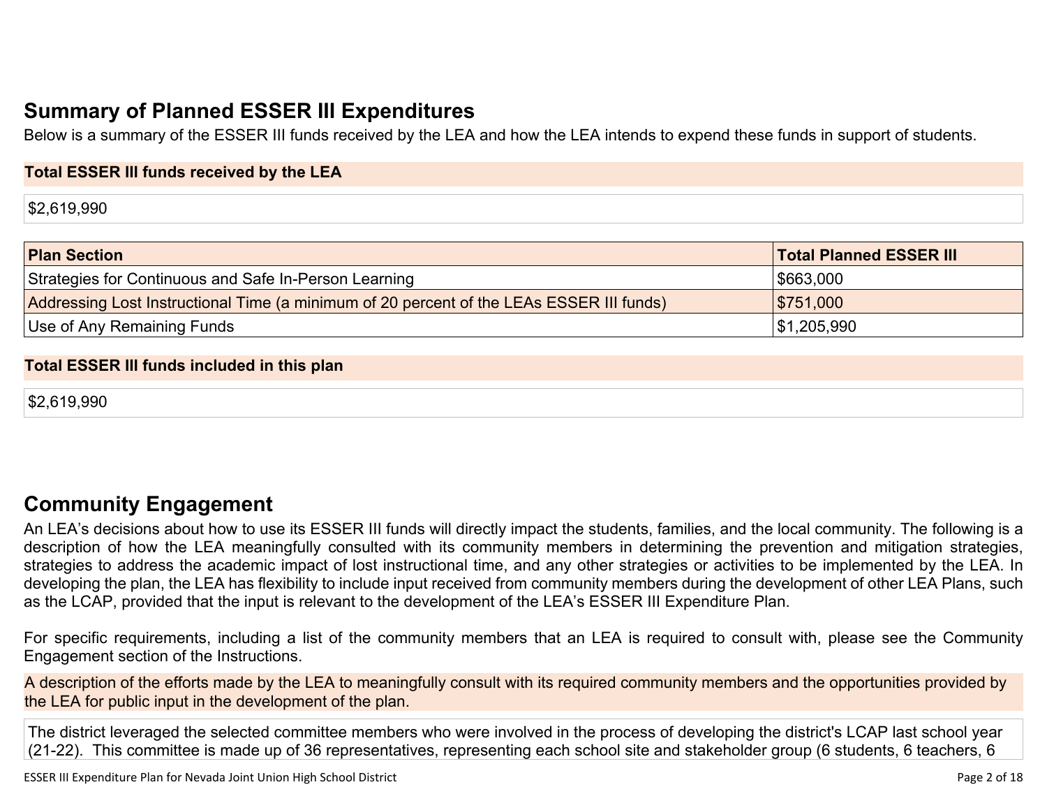## Summary of Planned ESSER III Expenditures

Below is a summary of the ESSER III funds received by the LEA and how the LEA intends to expend these funds in support of students.

**Total ESSER III funds received by the LEA**

$2,619,990

| Plan Section | Total Planned ESSER III |
|---|---|
| Strategies for Continuous and Safe In-Person Learning | $663,000 |
| Addressing Lost Instructional Time (a minimum of 20 percent of the LEAs ESSER III funds) | $751,000 |
| Use of Any Remaining Funds | $1,205,990 |

**Total ESSER III funds included in this plan**

$2,619,990

## Community Engagement

An LEA's decisions about how to use its ESSER III funds will directly impact the students, families, and the local community. The following is a description of how the LEA meaningfully consulted with its community members in determining the prevention and mitigation strategies, strategies to address the academic impact of lost instructional time, and any other strategies or activities to be implemented by the LEA. In developing the plan, the LEA has flexibility to include input received from community members during the development of other LEA Plans, such as the LCAP, provided that the input is relevant to the development of the LEA's ESSER III Expenditure Plan.

For specific requirements, including a list of the community members that an LEA is required to consult with, please see the Community Engagement section of the Instructions.

A description of the efforts made by the LEA to meaningfully consult with its required community members and the opportunities provided by the LEA for public input in the development of the plan.

The district leveraged the selected committee members who were involved in the process of developing the district's LCAP last school year (21-22). This committee is made up of 36 representatives, representing each school site and stakeholder group (6 students, 6 teachers, 6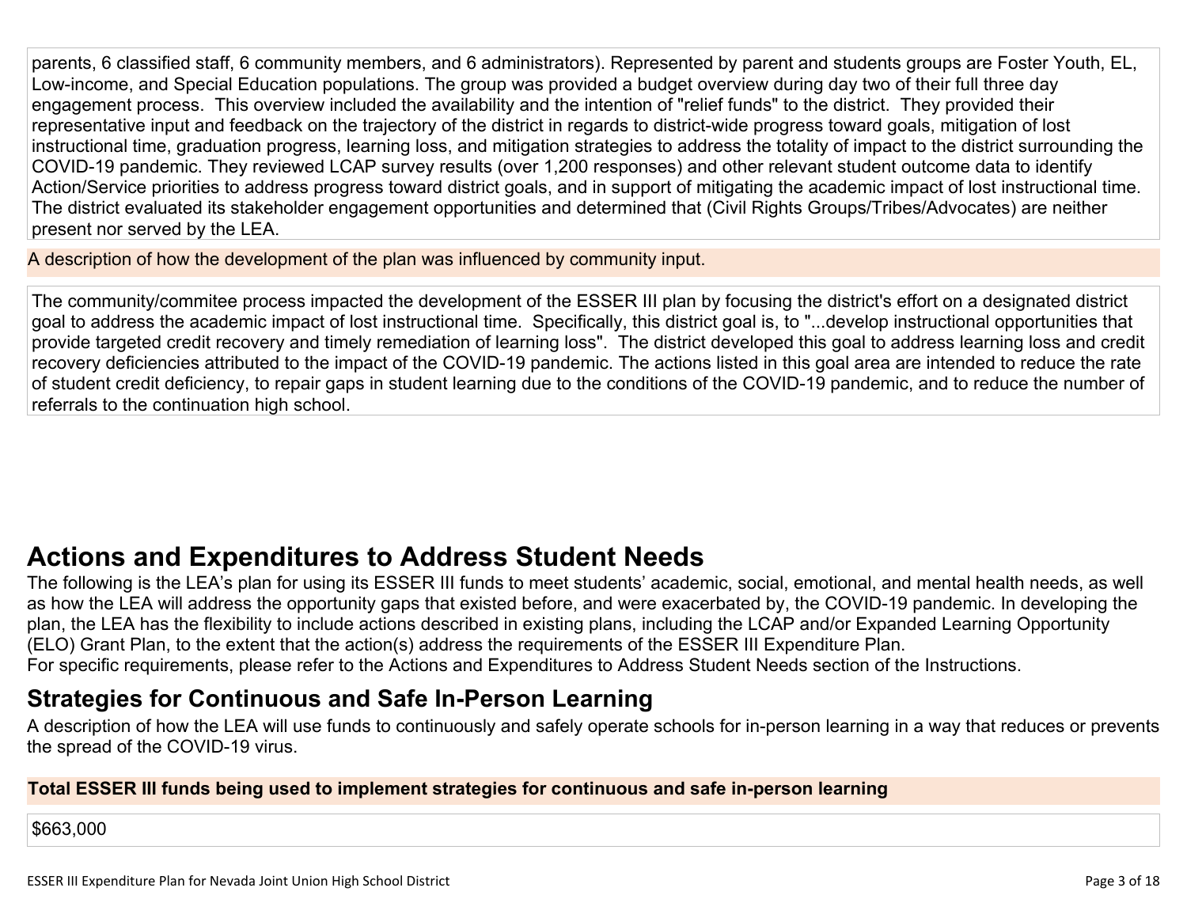parents, 6 classified staff, 6 community members, and 6 administrators). Represented by parent and students groups are Foster Youth, EL, Low-income, and Special Education populations. The group was provided a budget overview during day two of their full three day engagement process. This overview included the availability and the intention of "relief funds" to the district. They provided their representative input and feedback on the trajectory of the district in regards to district-wide progress toward goals, mitigation of lost instructional time, graduation progress, learning loss, and mitigation strategies to address the totality of impact to the district surrounding the COVID-19 pandemic. They reviewed LCAP survey results (over 1,200 responses) and other relevant student outcome data to identify Action/Service priorities to address progress toward district goals, and in support of mitigating the academic impact of lost instructional time. The district evaluated its stakeholder engagement opportunities and determined that (Civil Rights Groups/Tribes/Advocates) are neither present nor served by the LEA.

A description of how the development of the plan was influenced by community input.

The community/commitee process impacted the development of the ESSER III plan by focusing the district's effort on a designated district goal to address the academic impact of lost instructional time. Specifically, this district goal is, to "...develop instructional opportunities that provide targeted credit recovery and timely remediation of learning loss". The district developed this goal to address learning loss and credit recovery deficiencies attributed to the impact of the COVID-19 pandemic. The actions listed in this goal area are intended to reduce the rate of student credit deficiency, to repair gaps in student learning due to the conditions of the COVID-19 pandemic, and to reduce the number of referrals to the continuation high school.

# Actions and Expenditures to Address Student Needs

The following is the LEA's plan for using its ESSER III funds to meet students' academic, social, emotional, and mental health needs, as well as how the LEA will address the opportunity gaps that existed before, and were exacerbated by, the COVID-19 pandemic. In developing the plan, the LEA has the flexibility to include actions described in existing plans, including the LCAP and/or Expanded Learning Opportunity (ELO) Grant Plan, to the extent that the action(s) address the requirements of the ESSER III Expenditure Plan.
For specific requirements, please refer to the Actions and Expenditures to Address Student Needs section of the Instructions.

## Strategies for Continuous and Safe In-Person Learning

A description of how the LEA will use funds to continuously and safely operate schools for in-person learning in a way that reduces or prevents the spread of the COVID-19 virus.

**Total ESSER III funds being used to implement strategies for continuous and safe in-person learning**

$663,000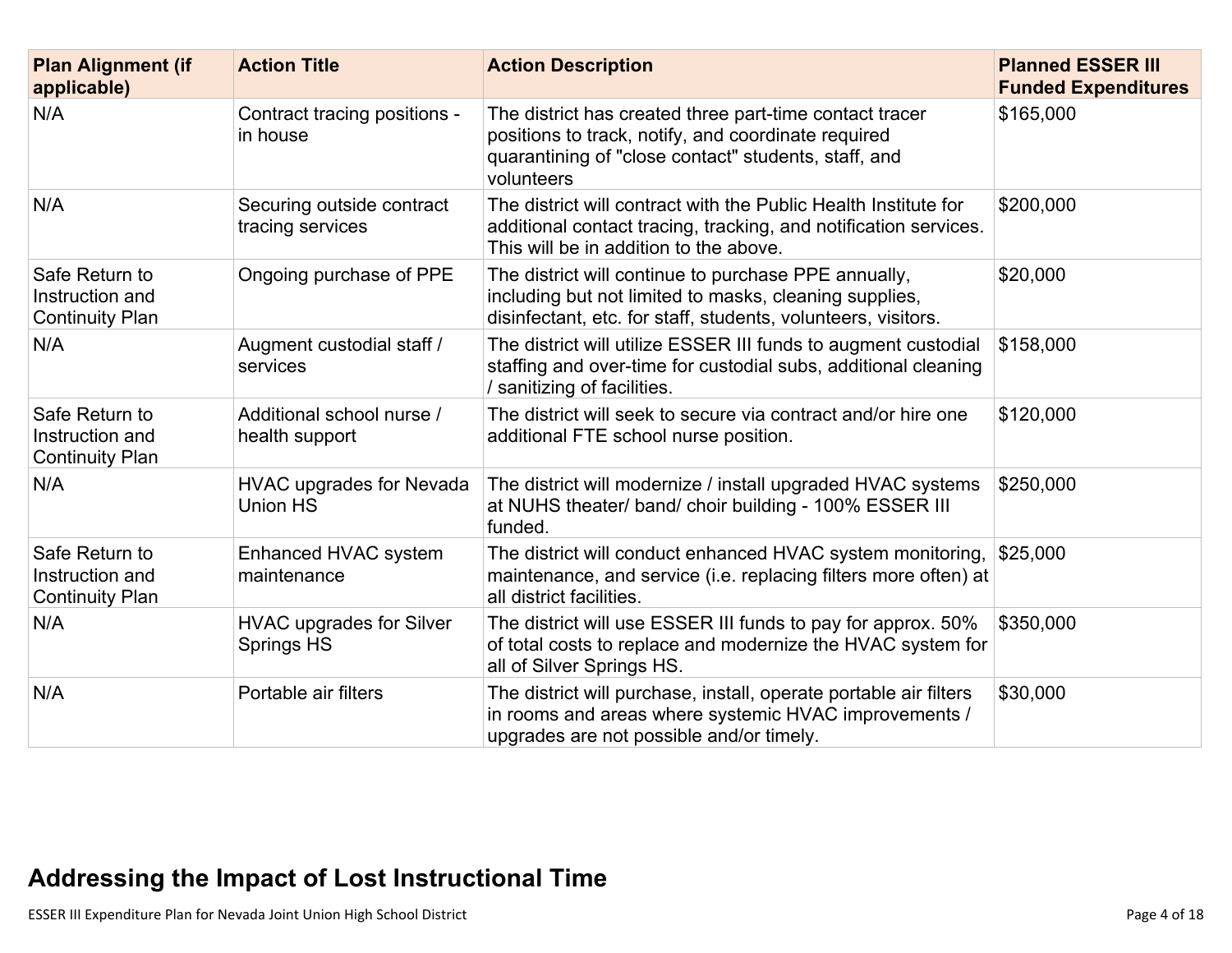| Plan Alignment (if applicable) | Action Title | Action Description | Planned ESSER III Funded Expenditures |
|---|---|---|---|
| N/A | Contract tracing positions - in house | The district has created three part-time contact tracer positions to track, notify, and coordinate required quarantining of "close contact" students, staff, and volunteers | $165,000 |
| N/A | Securing outside contract tracing services | The district will contract with the Public Health Institute for additional contact tracing, tracking, and notification services. This will be in addition to the above. | $200,000 |
| Safe Return to Instruction and Continuity Plan | Ongoing purchase of PPE | The district will continue to purchase PPE annually, including but not limited to masks, cleaning supplies, disinfectant, etc. for staff, students, volunteers, visitors. | $20,000 |
| N/A | Augment custodial staff / services | The district will utilize ESSER III funds to augment custodial staffing and over-time for custodial subs, additional cleaning / sanitizing of facilities. | $158,000 |
| Safe Return to Instruction and Continuity Plan | Additional school nurse / health support | The district will seek to secure via contract and/or hire one additional FTE school nurse position. | $120,000 |
| N/A | HVAC upgrades for Nevada Union HS | The district will modernize / install upgraded HVAC systems at NUHS theater/ band/ choir building - 100% ESSER III funded. | $250,000 |
| Safe Return to Instruction and Continuity Plan | Enhanced HVAC system maintenance | The district will conduct enhanced HVAC system monitoring, maintenance, and service (i.e. replacing filters more often) at all district facilities. | $25,000 |
| N/A | HVAC upgrades for Silver Springs HS | The district will use ESSER III funds to pay for approx. 50% of total costs to replace and modernize the HVAC system for all of Silver Springs HS. | $350,000 |
| N/A | Portable air filters | The district will purchase, install, operate portable air filters in rooms and areas where systemic HVAC improvements / upgrades are not possible and/or timely. | $30,000 |

## Addressing the Impact of Lost Instructional Time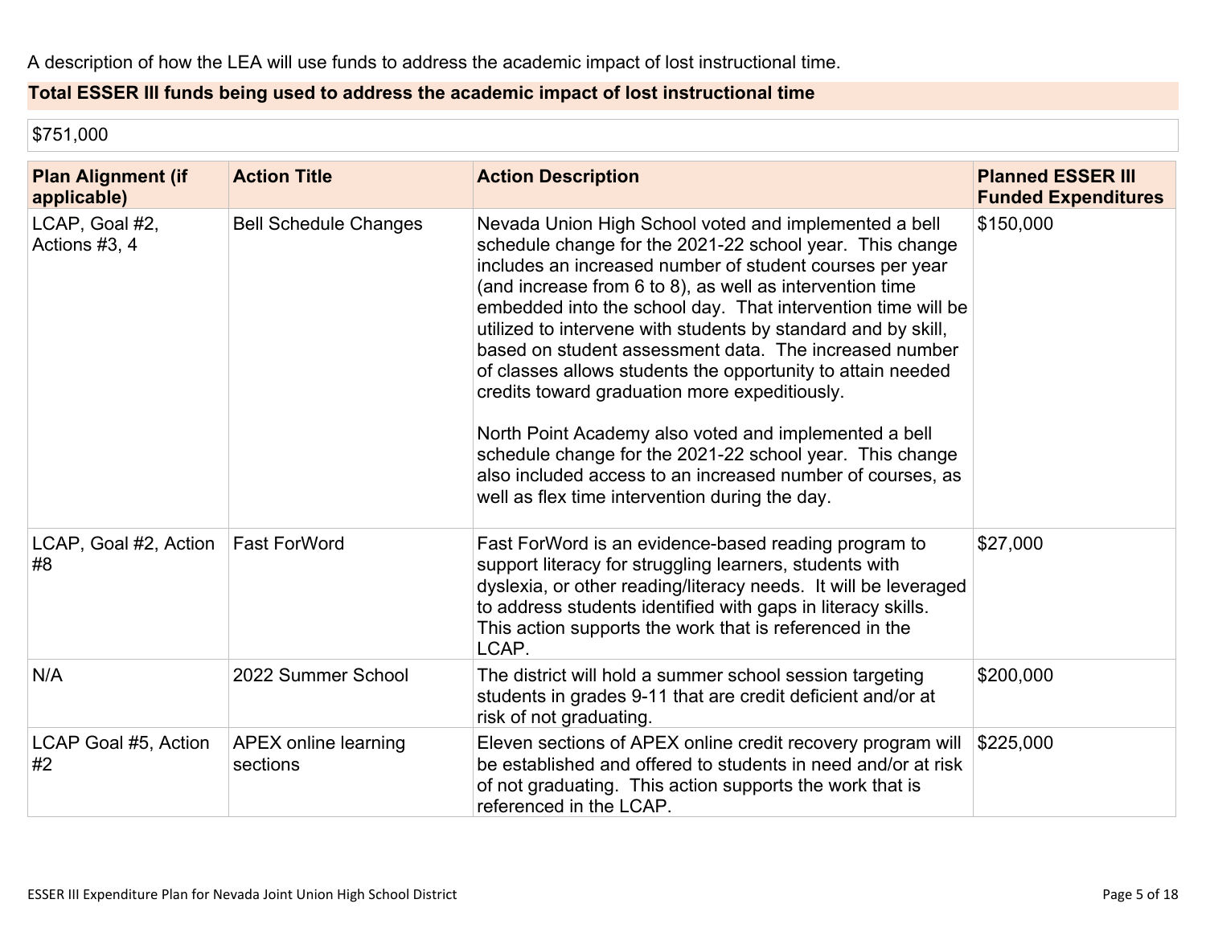A description of how the LEA will use funds to address the academic impact of lost instructional time.

**Total ESSER III funds being used to address the academic impact of lost instructional time**

$751,000

| Plan Alignment (if applicable) | Action Title | Action Description | Planned ESSER III Funded Expenditures |
|---|---|---|---|
| LCAP, Goal #2, Actions #3, 4 | Bell Schedule Changes | Nevada Union High School voted and implemented a bell schedule change for the 2021-22 school year. This change includes an increased number of student courses per year (and increase from 6 to 8), as well as intervention time embedded into the school day. That intervention time will be utilized to intervene with students by standard and by skill, based on student assessment data. The increased number of classes allows students the opportunity to attain needed credits toward graduation more expeditiously.<br><br>North Point Academy also voted and implemented a bell schedule change for the 2021-22 school year. This change also included access to an increased number of courses, as well as flex time intervention during the day. | $150,000 |
| LCAP, Goal #2, Action #8 | Fast ForWord | Fast ForWord is an evidence-based reading program to support literacy for struggling learners, students with dyslexia, or other reading/literacy needs. It will be leveraged to address students identified with gaps in literacy skills. This action supports the work that is referenced in the LCAP. | $27,000 |
| N/A | 2022 Summer School | The district will hold a summer school session targeting students in grades 9-11 that are credit deficient and/or at risk of not graduating. | $200,000 |
| LCAP Goal #5, Action #2 | APEX online learning sections | Eleven sections of APEX online credit recovery program will be established and offered to students in need and/or at risk of not graduating. This action supports the work that is referenced in the LCAP. | $225,000 |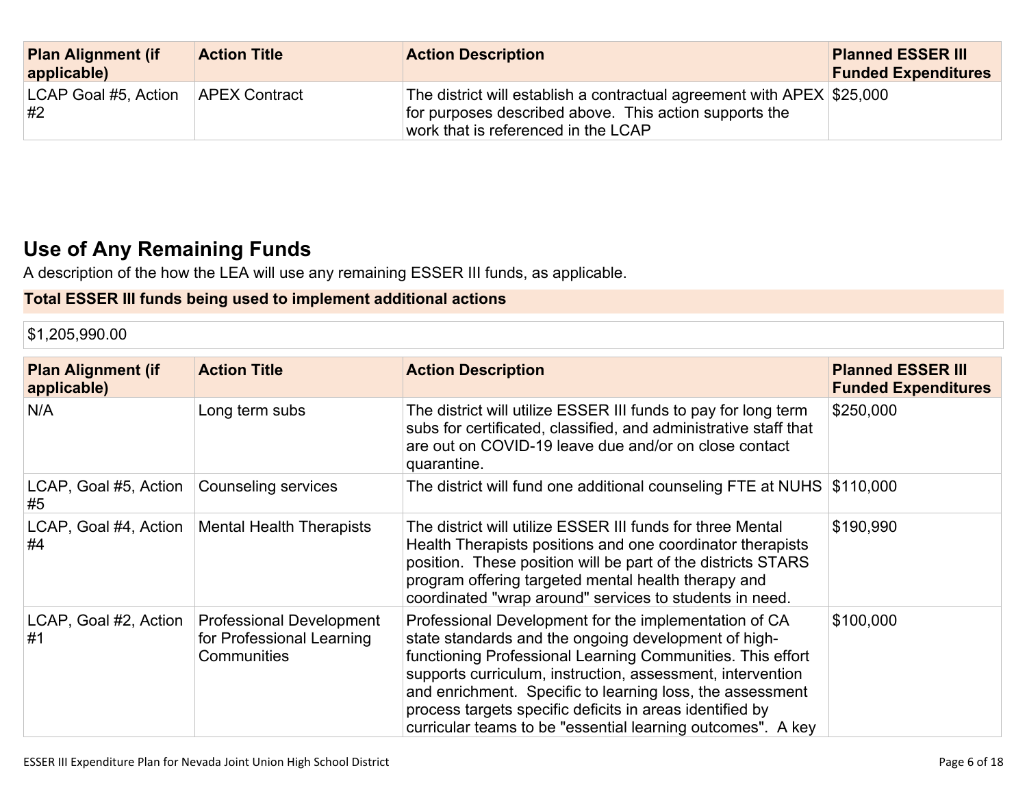| Plan Alignment (if applicable) | Action Title | Action Description | Planned ESSER III Funded Expenditures |
|---|---|---|---|
| LCAP Goal #5, Action #2 | APEX Contract | The district will establish a contractual agreement with APEX for purposes described above. This action supports the work that is referenced in the LCAP | $25,000 |

## Use of Any Remaining Funds

A description of the how the LEA will use any remaining ESSER III funds, as applicable.

**Total ESSER III funds being used to implement additional actions**

$1,205,990.00

| Plan Alignment (if applicable) | Action Title | Action Description | Planned ESSER III Funded Expenditures |
|---|---|---|---|
| N/A | Long term subs | The district will utilize ESSER III funds to pay for long term subs for certificated, classified, and administrative staff that are out on COVID-19 leave due and/or on close contact quarantine. | $250,000 |
| LCAP, Goal #5, Action #5 | Counseling services | The district will fund one additional counseling FTE at NUHS | $110,000 |
| LCAP, Goal #4, Action #4 | Mental Health Therapists | The district will utilize ESSER III funds for three Mental Health Therapists positions and one coordinator therapists position. These position will be part of the districts STARS program offering targeted mental health therapy and coordinated "wrap around" services to students in need. | $190,990 |
| LCAP, Goal #2, Action #1 | Professional Development for Professional Learning Communities | Professional Development for the implementation of CA state standards and the ongoing development of high-functioning Professional Learning Communities. This effort supports curriculum, instruction, assessment, intervention and enrichment. Specific to learning loss, the assessment process targets specific deficits in areas identified by curricular teams to be "essential learning outcomes". A key | $100,000 |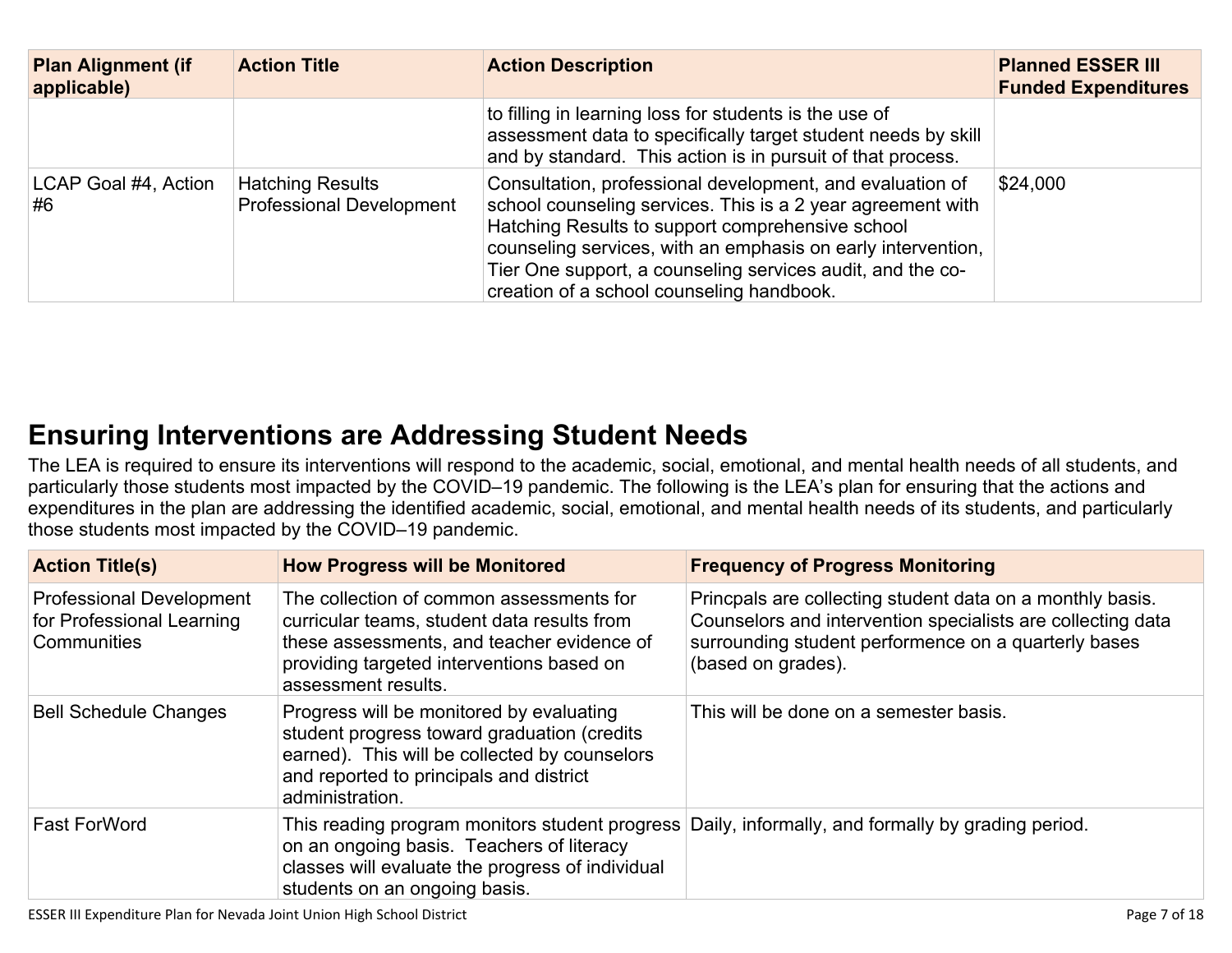| Plan Alignment (if applicable) | Action Title | Action Description | Planned ESSER III Funded Expenditures |
|---|---|---|---|
| | | to filling in learning loss for students is the use of assessment data to specifically target student needs by skill and by standard. This action is in pursuit of that process. | |
| LCAP Goal #4, Action #6 | Hatching Results Professional Development | Consultation, professional development, and evaluation of school counseling services. This is a 2 year agreement with Hatching Results to support comprehensive school counseling services, with an emphasis on early intervention, Tier One support, a counseling services audit, and the co-creation of a school counseling handbook. | $24,000 |

## Ensuring Interventions are Addressing Student Needs

The LEA is required to ensure its interventions will respond to the academic, social, emotional, and mental health needs of all students, and particularly those students most impacted by the COVID–19 pandemic. The following is the LEA's plan for ensuring that the actions and expenditures in the plan are addressing the identified academic, social, emotional, and mental health needs of its students, and particularly those students most impacted by the COVID–19 pandemic.

| Action Title(s) | How Progress will be Monitored | Frequency of Progress Monitoring |
|---|---|---|
| Professional Development for Professional Learning Communities | The collection of common assessments for curricular teams, student data results from these assessments, and teacher evidence of providing targeted interventions based on assessment results. | Princpals are collecting student data on a monthly basis. Counselors and intervention specialists are collecting data surrounding student performence on a quarterly bases (based on grades). |
| Bell Schedule Changes | Progress will be monitored by evaluating student progress toward graduation (credits earned). This will be collected by counselors and reported to principals and district administration. | This will be done on a semester basis. |
| Fast ForWord | This reading program monitors student progress on an ongoing basis. Teachers of literacy classes will evaluate the progress of individual students on an ongoing basis. | Daily, informally, and formally by grading period. |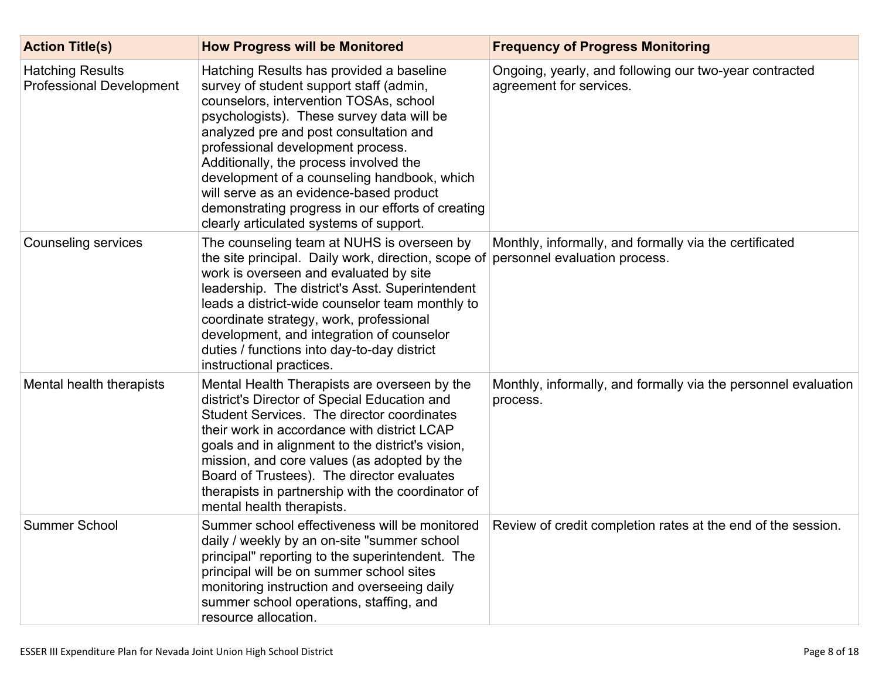| Action Title(s) | How Progress will be Monitored | Frequency of Progress Monitoring |
| --- | --- | --- |
| Hatching Results Professional Development | Hatching Results has provided a baseline survey of student support staff (admin, counselors, intervention TOSAs, school psychologists). These survey data will be analyzed pre and post consultation and professional development process. Additionally, the process involved the development of a counseling handbook, which will serve as an evidence-based product demonstrating progress in our efforts of creating clearly articulated systems of support. | Ongoing, yearly, and following our two-year contracted agreement for services. |
| Counseling services | The counseling team at NUHS is overseen by the site principal. Daily work, direction, scope of work is overseen and evaluated by site leadership. The district's Asst. Superintendent leads a district-wide counselor team monthly to coordinate strategy, work, professional development, and integration of counselor duties / functions into day-to-day district instructional practices. | Monthly, informally, and formally via the certificated personnel evaluation process. |
| Mental health therapists | Mental Health Therapists are overseen by the district's Director of Special Education and Student Services. The director coordinates their work in accordance with district LCAP goals and in alignment to the district's vision, mission, and core values (as adopted by the Board of Trustees). The director evaluates therapists in partnership with the coordinator of mental health therapists. | Monthly, informally, and formally via the personnel evaluation process. |
| Summer School | Summer school effectiveness will be monitored daily / weekly by an on-site "summer school principal" reporting to the superintendent. The principal will be on summer school sites monitoring instruction and overseeing daily summer school operations, staffing, and resource allocation. | Review of credit completion rates at the end of the session. |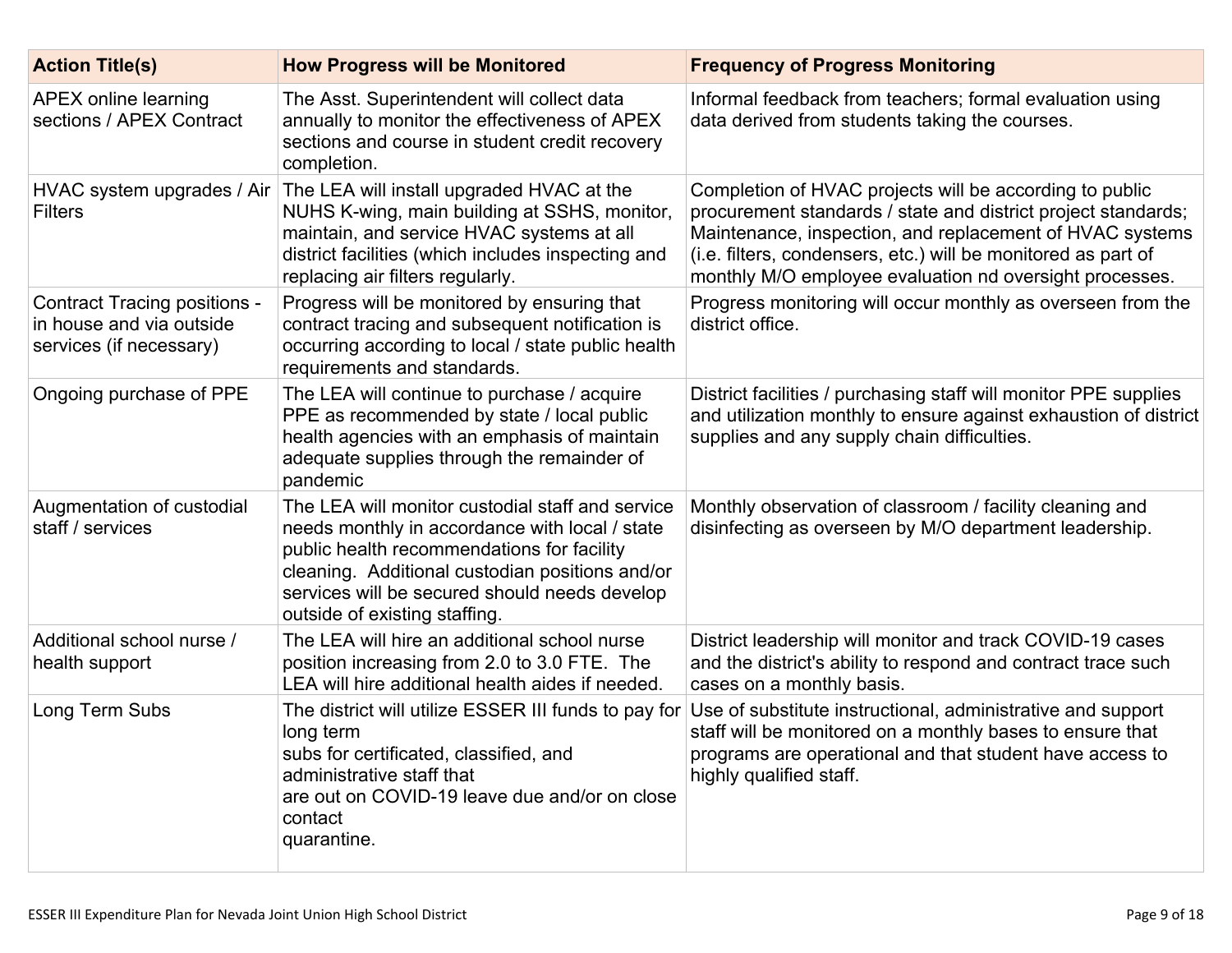| Action Title(s) | How Progress will be Monitored | Frequency of Progress Monitoring |
|---|---|---|
| APEX online learning sections / APEX Contract | The Asst. Superintendent will collect data annually to monitor the effectiveness of APEX sections and course in student credit recovery completion. | Informal feedback from teachers; formal evaluation using data derived from students taking the courses. |
| HVAC system upgrades / Air Filters | The LEA will install upgraded HVAC at the NUHS K-wing, main building at SSHS, monitor, maintain, and service HVAC systems at all district facilities (which includes inspecting and replacing air filters regularly. | Completion of HVAC projects will be according to public procurement standards / state and district project standards; Maintenance, inspection, and replacement of HVAC systems (i.e. filters, condensers, etc.) will be monitored as part of monthly M/O employee evaluation nd oversight processes. |
| Contract Tracing positions - in house and via outside services (if necessary) | Progress will be monitored by ensuring that contract tracing and subsequent notification is occurring according to local / state public health requirements and standards. | Progress monitoring will occur monthly as overseen from the district office. |
| Ongoing purchase of PPE | The LEA will continue to purchase / acquire PPE as recommended by state / local public health agencies with an emphasis of maintain adequate supplies through the remainder of pandemic | District facilities / purchasing staff will monitor PPE supplies and utilization monthly to ensure against exhaustion of district supplies and any supply chain difficulties. |
| Augmentation of custodial staff / services | The LEA will monitor custodial staff and service needs monthly in accordance with local / state public health recommendations for facility cleaning. Additional custodian positions and/or services will be secured should needs develop outside of existing staffing. | Monthly observation of classroom / facility cleaning and disinfecting as overseen by M/O department leadership. |
| Additional school nurse / health support | The LEA will hire an additional school nurse position increasing from 2.0 to 3.0 FTE. The LEA will hire additional health aides if needed. | District leadership will monitor and track COVID-19 cases and the district's ability to respond and contract trace such cases on a monthly basis. |
| Long Term Subs | The district will utilize ESSER III funds to pay for long term subs for certificated, classified, and administrative staff that are out on COVID-19 leave due and/or on close contact quarantine. | Use of substitute instructional, administrative and support staff will be monitored on a monthly bases to ensure that programs are operational and that student have access to highly qualified staff. |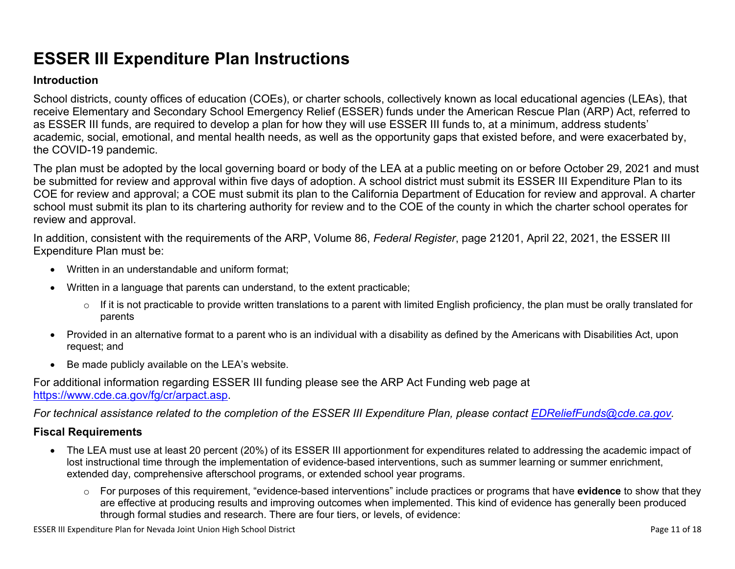# ESSER III Expenditure Plan Instructions

### Introduction

School districts, county offices of education (COEs), or charter schools, collectively known as local educational agencies (LEAs), that receive Elementary and Secondary School Emergency Relief (ESSER) funds under the American Rescue Plan (ARP) Act, referred to as ESSER III funds, are required to develop a plan for how they will use ESSER III funds to, at a minimum, address students' academic, social, emotional, and mental health needs, as well as the opportunity gaps that existed before, and were exacerbated by, the COVID-19 pandemic.

The plan must be adopted by the local governing board or body of the LEA at a public meeting on or before October 29, 2021 and must be submitted for review and approval within five days of adoption. A school district must submit its ESSER III Expenditure Plan to its COE for review and approval; a COE must submit its plan to the California Department of Education for review and approval. A charter school must submit its plan to its chartering authority for review and to the COE of the county in which the charter school operates for review and approval.

In addition, consistent with the requirements of the ARP, Volume 86, *Federal Register*, page 21201, April 22, 2021, the ESSER III Expenditure Plan must be:

- Written in an understandable and uniform format;
- Written in a language that parents can understand, to the extent practicable;
  - If it is not practicable to provide written translations to a parent with limited English proficiency, the plan must be orally translated for parents
- Provided in an alternative format to a parent who is an individual with a disability as defined by the Americans with Disabilities Act, upon request; and
- Be made publicly available on the LEA's website.

For additional information regarding ESSER III funding please see the ARP Act Funding web page at [https://www.cde.ca.gov/fg/cr/arpact.asp](https://www.cde.ca.gov/fg/cr/arpact.asp).

*For technical assistance related to the completion of the ESSER III Expenditure Plan, please contact [EDReliefFunds@cde.ca.gov](mailto:EDReliefFunds@cde.ca.gov).*

### Fiscal Requirements

- The LEA must use at least 20 percent (20%) of its ESSER III apportionment for expenditures related to addressing the academic impact of lost instructional time through the implementation of evidence-based interventions, such as summer learning or summer enrichment, extended day, comprehensive afterschool programs, or extended school year programs.
  - For purposes of this requirement, "evidence-based interventions" include practices or programs that have **evidence** to show that they are effective at producing results and improving outcomes when implemented. This kind of evidence has generally been produced through formal studies and research. There are four tiers, or levels, of evidence: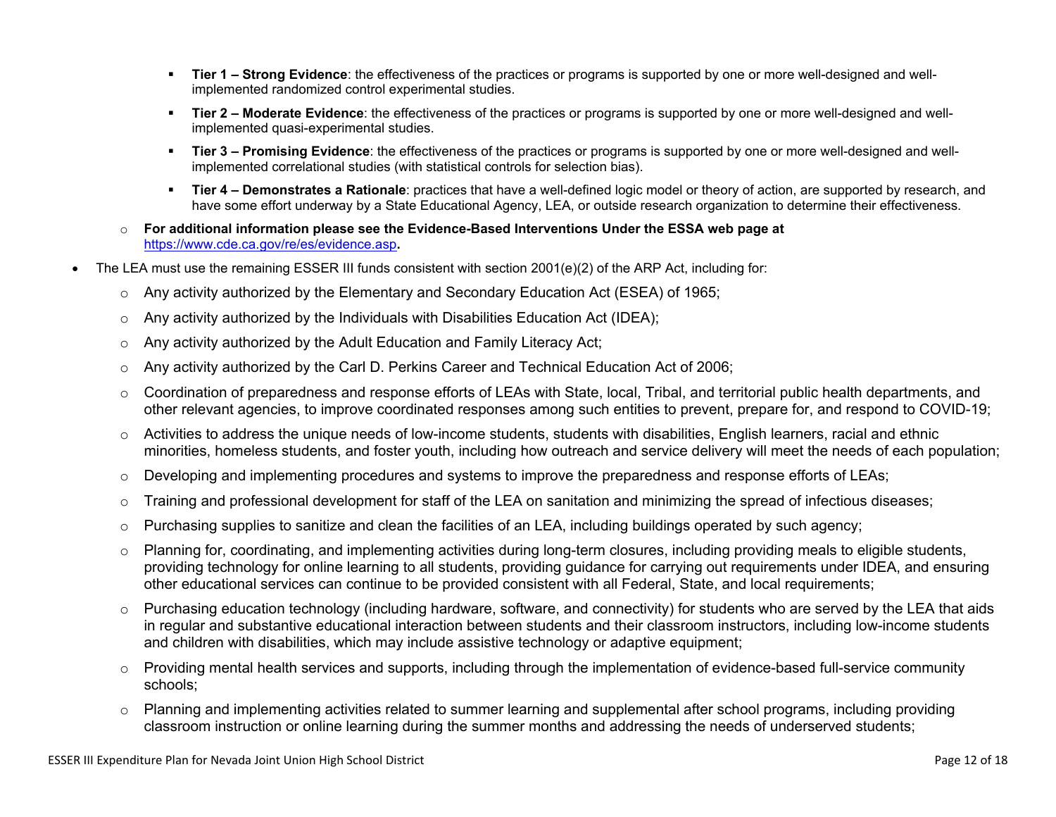- **Tier 1 – Strong Evidence**: the effectiveness of the practices or programs is supported by one or more well-designed and well-implemented randomized control experimental studies.
    - **Tier 2 – Moderate Evidence**: the effectiveness of the practices or programs is supported by one or more well-designed and well-implemented quasi-experimental studies.
    - **Tier 3 – Promising Evidence**: the effectiveness of the practices or programs is supported by one or more well-designed and well-implemented correlational studies (with statistical controls for selection bias).
    - **Tier 4 – Demonstrates a Rationale**: practices that have a well-defined logic model or theory of action, are supported by research, and have some effort underway by a State Educational Agency, LEA, or outside research organization to determine their effectiveness.
  - **For additional information please see the Evidence-Based Interventions Under the ESSA web page at** https://www.cde.ca.gov/re/es/evidence.asp**.**
- The LEA must use the remaining ESSER III funds consistent with section 2001(e)(2) of the ARP Act, including for:
  - Any activity authorized by the Elementary and Secondary Education Act (ESEA) of 1965;
  - Any activity authorized by the Individuals with Disabilities Education Act (IDEA);
  - Any activity authorized by the Adult Education and Family Literacy Act;
  - Any activity authorized by the Carl D. Perkins Career and Technical Education Act of 2006;
  - Coordination of preparedness and response efforts of LEAs with State, local, Tribal, and territorial public health departments, and other relevant agencies, to improve coordinated responses among such entities to prevent, prepare for, and respond to COVID-19;
  - Activities to address the unique needs of low-income students, students with disabilities, English learners, racial and ethnic minorities, homeless students, and foster youth, including how outreach and service delivery will meet the needs of each population;
  - Developing and implementing procedures and systems to improve the preparedness and response efforts of LEAs;
  - Training and professional development for staff of the LEA on sanitation and minimizing the spread of infectious diseases;
  - Purchasing supplies to sanitize and clean the facilities of an LEA, including buildings operated by such agency;
  - Planning for, coordinating, and implementing activities during long-term closures, including providing meals to eligible students, providing technology for online learning to all students, providing guidance for carrying out requirements under IDEA, and ensuring other educational services can continue to be provided consistent with all Federal, State, and local requirements;
  - Purchasing education technology (including hardware, software, and connectivity) for students who are served by the LEA that aids in regular and substantive educational interaction between students and their classroom instructors, including low-income students and children with disabilities, which may include assistive technology or adaptive equipment;
  - Providing mental health services and supports, including through the implementation of evidence-based full-service community schools;
  - Planning and implementing activities related to summer learning and supplemental after school programs, including providing classroom instruction or online learning during the summer months and addressing the needs of underserved students;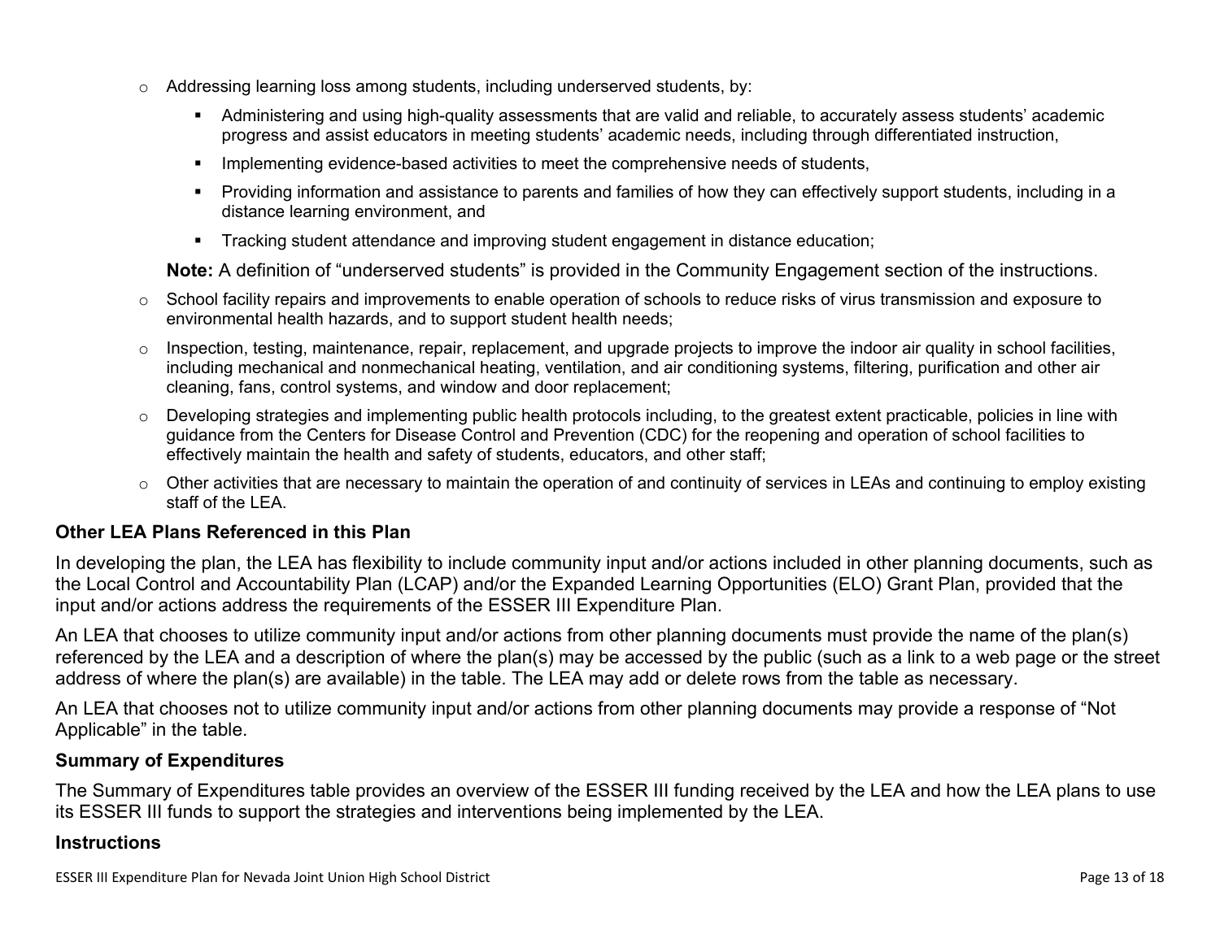- Addressing learning loss among students, including underserved students, by:
  - Administering and using high-quality assessments that are valid and reliable, to accurately assess students' academic progress and assist educators in meeting students' academic needs, including through differentiated instruction,
  - Implementing evidence-based activities to meet the comprehensive needs of students,
  - Providing information and assistance to parents and families of how they can effectively support students, including in a distance learning environment, and
  - Tracking student attendance and improving student engagement in distance education;

  **Note:** A definition of "underserved students" is provided in the Community Engagement section of the instructions.
- School facility repairs and improvements to enable operation of schools to reduce risks of virus transmission and exposure to environmental health hazards, and to support student health needs;
- Inspection, testing, maintenance, repair, replacement, and upgrade projects to improve the indoor air quality in school facilities, including mechanical and nonmechanical heating, ventilation, and air conditioning systems, filtering, purification and other air cleaning, fans, control systems, and window and door replacement;
- Developing strategies and implementing public health protocols including, to the greatest extent practicable, policies in line with guidance from the Centers for Disease Control and Prevention (CDC) for the reopening and operation of school facilities to effectively maintain the health and safety of students, educators, and other staff;
- Other activities that are necessary to maintain the operation of and continuity of services in LEAs and continuing to employ existing staff of the LEA.

### Other LEA Plans Referenced in this Plan

In developing the plan, the LEA has flexibility to include community input and/or actions included in other planning documents, such as the Local Control and Accountability Plan (LCAP) and/or the Expanded Learning Opportunities (ELO) Grant Plan, provided that the input and/or actions address the requirements of the ESSER III Expenditure Plan.

An LEA that chooses to utilize community input and/or actions from other planning documents must provide the name of the plan(s) referenced by the LEA and a description of where the plan(s) may be accessed by the public (such as a link to a web page or the street address of where the plan(s) are available) in the table. The LEA may add or delete rows from the table as necessary.

An LEA that chooses not to utilize community input and/or actions from other planning documents may provide a response of "Not Applicable" in the table.

### Summary of Expenditures

The Summary of Expenditures table provides an overview of the ESSER III funding received by the LEA and how the LEA plans to use its ESSER III funds to support the strategies and interventions being implemented by the LEA.

### Instructions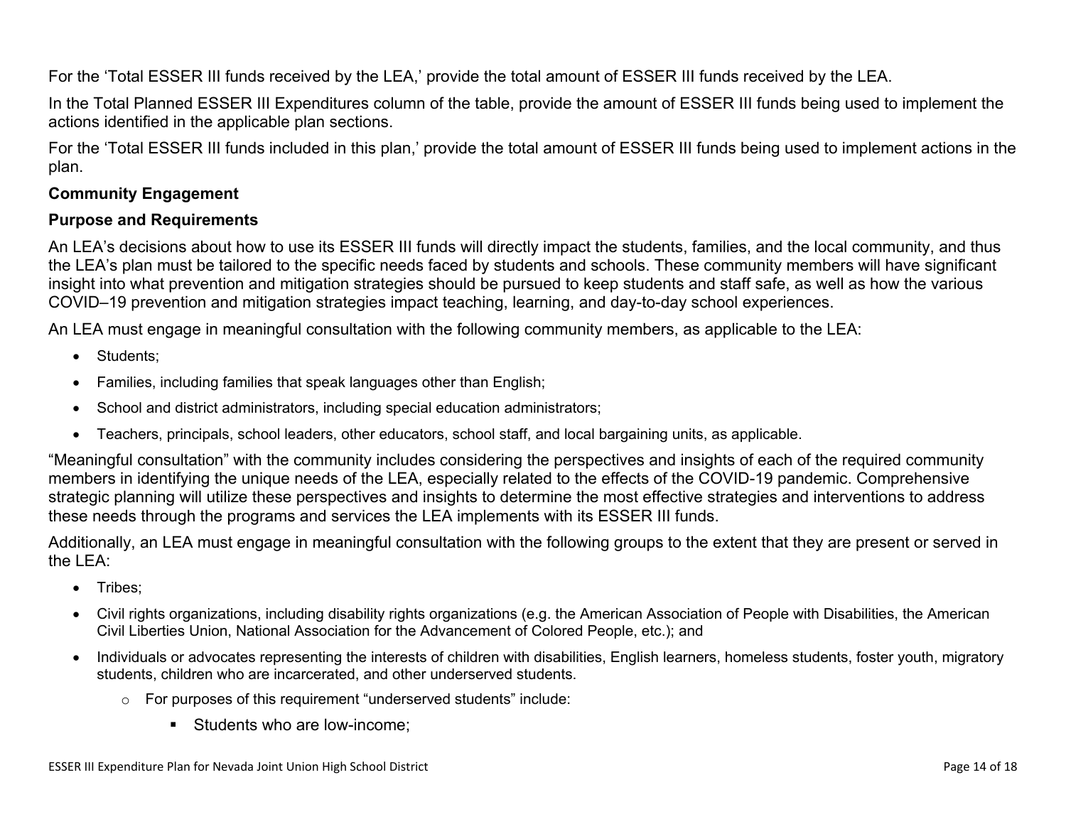For the 'Total ESSER III funds received by the LEA,' provide the total amount of ESSER III funds received by the LEA.

In the Total Planned ESSER III Expenditures column of the table, provide the amount of ESSER III funds being used to implement the actions identified in the applicable plan sections.

For the 'Total ESSER III funds included in this plan,' provide the total amount of ESSER III funds being used to implement actions in the plan.

**Community Engagement**

**Purpose and Requirements**

An LEA's decisions about how to use its ESSER III funds will directly impact the students, families, and the local community, and thus the LEA's plan must be tailored to the specific needs faced by students and schools. These community members will have significant insight into what prevention and mitigation strategies should be pursued to keep students and staff safe, as well as how the various COVID–19 prevention and mitigation strategies impact teaching, learning, and day-to-day school experiences.

An LEA must engage in meaningful consultation with the following community members, as applicable to the LEA:

- Students;
- Families, including families that speak languages other than English;
- School and district administrators, including special education administrators;
- Teachers, principals, school leaders, other educators, school staff, and local bargaining units, as applicable.

"Meaningful consultation" with the community includes considering the perspectives and insights of each of the required community members in identifying the unique needs of the LEA, especially related to the effects of the COVID-19 pandemic. Comprehensive strategic planning will utilize these perspectives and insights to determine the most effective strategies and interventions to address these needs through the programs and services the LEA implements with its ESSER III funds.

Additionally, an LEA must engage in meaningful consultation with the following groups to the extent that they are present or served in the LEA:

- Tribes;
- Civil rights organizations, including disability rights organizations (e.g. the American Association of People with Disabilities, the American Civil Liberties Union, National Association for the Advancement of Colored People, etc.); and
- Individuals or advocates representing the interests of children with disabilities, English learners, homeless students, foster youth, migratory students, children who are incarcerated, and other underserved students.
  - For purposes of this requirement "underserved students" include:
    - Students who are low-income;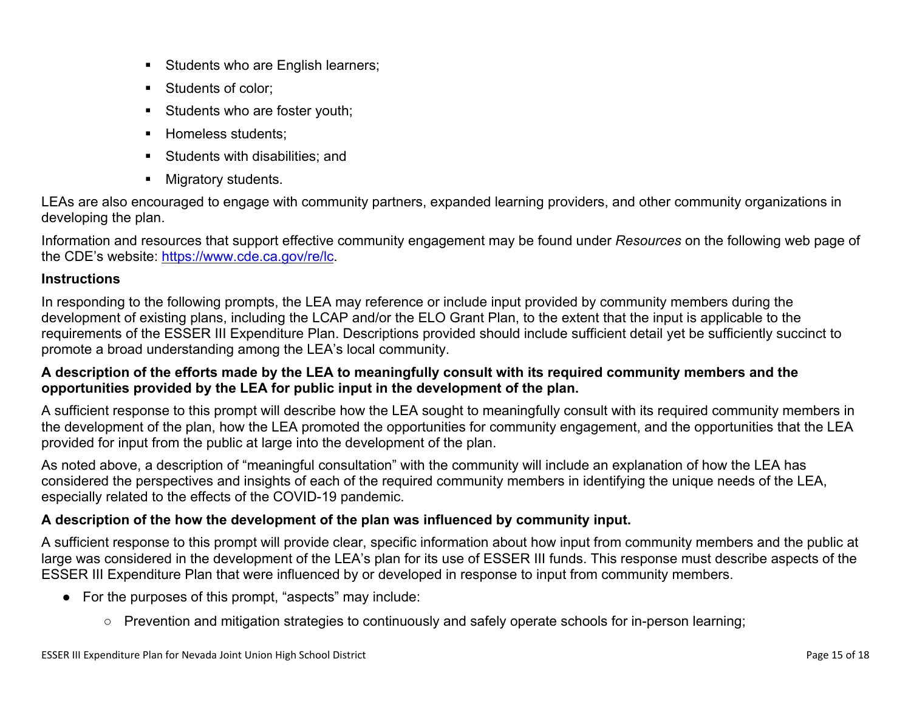- Students who are English learners;
- Students of color;
- Students who are foster youth;
- Homeless students;
- Students with disabilities; and
- Migratory students.

LEAs are also encouraged to engage with community partners, expanded learning providers, and other community organizations in developing the plan.

Information and resources that support effective community engagement may be found under *Resources* on the following web page of the CDE's website: [https://www.cde.ca.gov/re/lc](https://www.cde.ca.gov/re/lc).

**Instructions**

In responding to the following prompts, the LEA may reference or include input provided by community members during the development of existing plans, including the LCAP and/or the ELO Grant Plan, to the extent that the input is applicable to the requirements of the ESSER III Expenditure Plan. Descriptions provided should include sufficient detail yet be sufficiently succinct to promote a broad understanding among the LEA's local community.

**A description of the efforts made by the LEA to meaningfully consult with its required community members and the opportunities provided by the LEA for public input in the development of the plan.**

A sufficient response to this prompt will describe how the LEA sought to meaningfully consult with its required community members in the development of the plan, how the LEA promoted the opportunities for community engagement, and the opportunities that the LEA provided for input from the public at large into the development of the plan.

As noted above, a description of "meaningful consultation" with the community will include an explanation of how the LEA has considered the perspectives and insights of each of the required community members in identifying the unique needs of the LEA, especially related to the effects of the COVID-19 pandemic.

**A description of the how the development of the plan was influenced by community input.**

A sufficient response to this prompt will provide clear, specific information about how input from community members and the public at large was considered in the development of the LEA's plan for its use of ESSER III funds. This response must describe aspects of the ESSER III Expenditure Plan that were influenced by or developed in response to input from community members.

- For the purposes of this prompt, "aspects" may include:
  - Prevention and mitigation strategies to continuously and safely operate schools for in-person learning;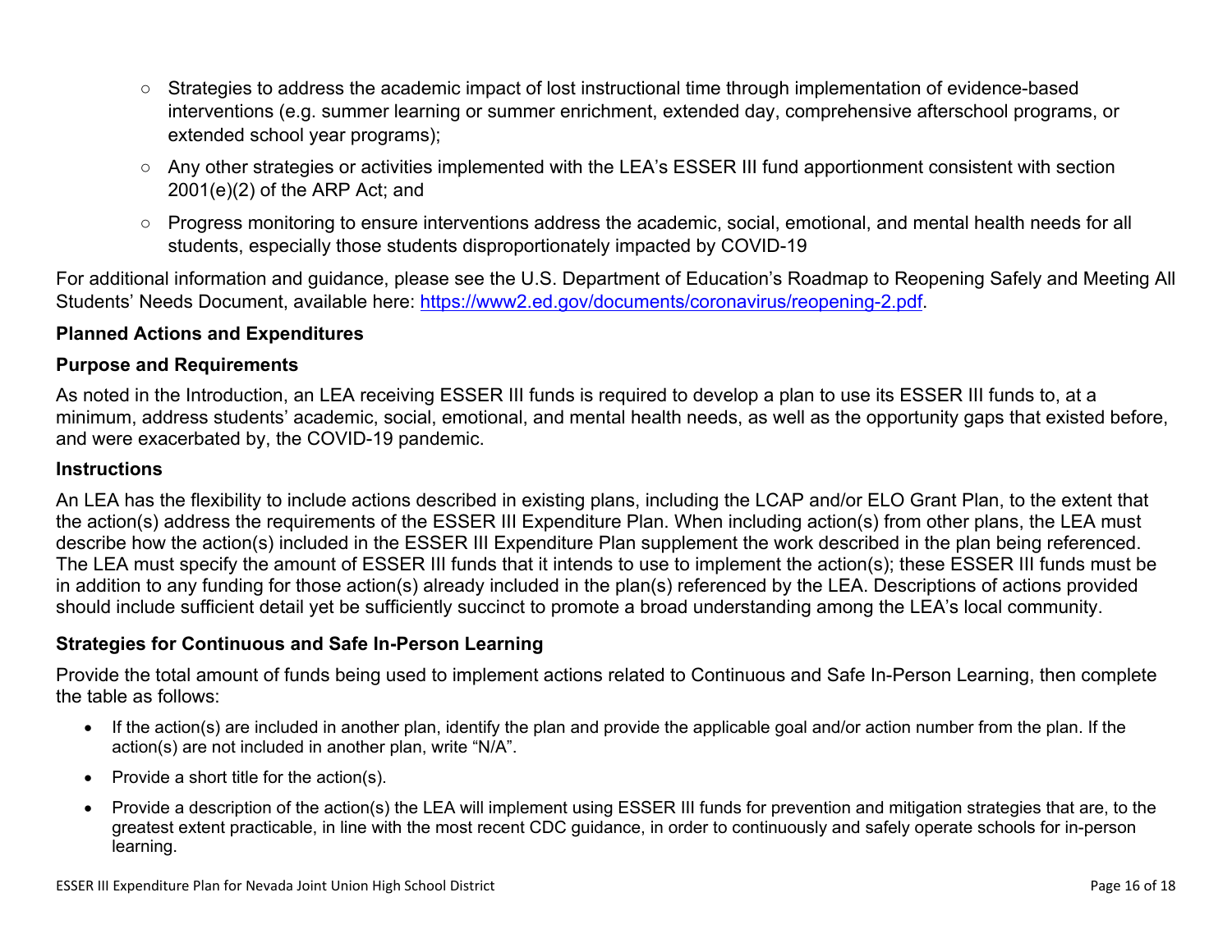- Strategies to address the academic impact of lost instructional time through implementation of evidence-based interventions (e.g. summer learning or summer enrichment, extended day, comprehensive afterschool programs, or extended school year programs);
- Any other strategies or activities implemented with the LEA's ESSER III fund apportionment consistent with section 2001(e)(2) of the ARP Act; and
- Progress monitoring to ensure interventions address the academic, social, emotional, and mental health needs for all students, especially those students disproportionately impacted by COVID-19

For additional information and guidance, please see the U.S. Department of Education's Roadmap to Reopening Safely and Meeting All Students' Needs Document, available here: [https://www2.ed.gov/documents/coronavirus/reopening-2.pdf](https://www2.ed.gov/documents/coronavirus/reopening-2.pdf).

## Planned Actions and Expenditures

### Purpose and Requirements

As noted in the Introduction, an LEA receiving ESSER III funds is required to develop a plan to use its ESSER III funds to, at a minimum, address students' academic, social, emotional, and mental health needs, as well as the opportunity gaps that existed before, and were exacerbated by, the COVID-19 pandemic.

### Instructions

An LEA has the flexibility to include actions described in existing plans, including the LCAP and/or ELO Grant Plan, to the extent that the action(s) address the requirements of the ESSER III Expenditure Plan. When including action(s) from other plans, the LEA must describe how the action(s) included in the ESSER III Expenditure Plan supplement the work described in the plan being referenced. The LEA must specify the amount of ESSER III funds that it intends to use to implement the action(s); these ESSER III funds must be in addition to any funding for those action(s) already included in the plan(s) referenced by the LEA. Descriptions of actions provided should include sufficient detail yet be sufficiently succinct to promote a broad understanding among the LEA's local community.

### Strategies for Continuous and Safe In-Person Learning

Provide the total amount of funds being used to implement actions related to Continuous and Safe In-Person Learning, then complete the table as follows:

- If the action(s) are included in another plan, identify the plan and provide the applicable goal and/or action number from the plan. If the action(s) are not included in another plan, write "N/A".
- Provide a short title for the action(s).
- Provide a description of the action(s) the LEA will implement using ESSER III funds for prevention and mitigation strategies that are, to the greatest extent practicable, in line with the most recent CDC guidance, in order to continuously and safely operate schools for in-person learning.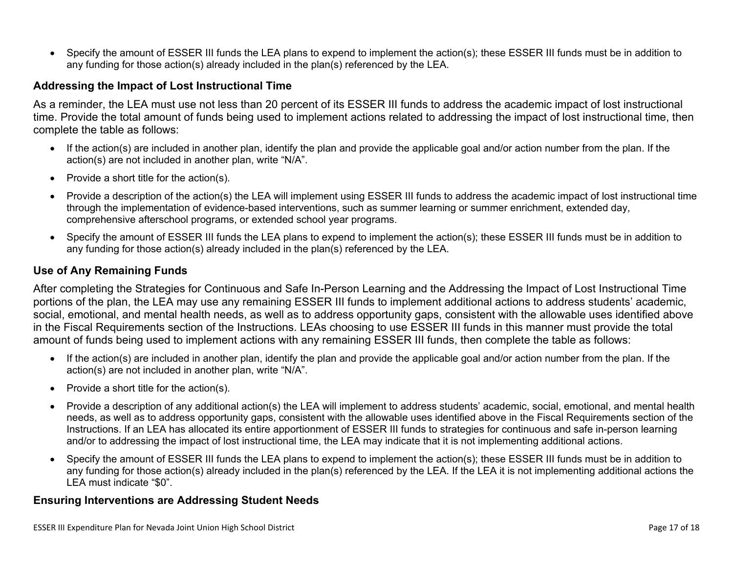- Specify the amount of ESSER III funds the LEA plans to expend to implement the action(s); these ESSER III funds must be in addition to any funding for those action(s) already included in the plan(s) referenced by the LEA.

### Addressing the Impact of Lost Instructional Time

As a reminder, the LEA must use not less than 20 percent of its ESSER III funds to address the academic impact of lost instructional time. Provide the total amount of funds being used to implement actions related to addressing the impact of lost instructional time, then complete the table as follows:

- If the action(s) are included in another plan, identify the plan and provide the applicable goal and/or action number from the plan. If the action(s) are not included in another plan, write "N/A".
- Provide a short title for the action(s).
- Provide a description of the action(s) the LEA will implement using ESSER III funds to address the academic impact of lost instructional time through the implementation of evidence-based interventions, such as summer learning or summer enrichment, extended day, comprehensive afterschool programs, or extended school year programs.
- Specify the amount of ESSER III funds the LEA plans to expend to implement the action(s); these ESSER III funds must be in addition to any funding for those action(s) already included in the plan(s) referenced by the LEA.

### Use of Any Remaining Funds

After completing the Strategies for Continuous and Safe In-Person Learning and the Addressing the Impact of Lost Instructional Time portions of the plan, the LEA may use any remaining ESSER III funds to implement additional actions to address students' academic, social, emotional, and mental health needs, as well as to address opportunity gaps, consistent with the allowable uses identified above in the Fiscal Requirements section of the Instructions. LEAs choosing to use ESSER III funds in this manner must provide the total amount of funds being used to implement actions with any remaining ESSER III funds, then complete the table as follows:

- If the action(s) are included in another plan, identify the plan and provide the applicable goal and/or action number from the plan. If the action(s) are not included in another plan, write "N/A".
- Provide a short title for the action(s).
- Provide a description of any additional action(s) the LEA will implement to address students' academic, social, emotional, and mental health needs, as well as to address opportunity gaps, consistent with the allowable uses identified above in the Fiscal Requirements section of the Instructions. If an LEA has allocated its entire apportionment of ESSER III funds to strategies for continuous and safe in-person learning and/or to addressing the impact of lost instructional time, the LEA may indicate that it is not implementing additional actions.
- Specify the amount of ESSER III funds the LEA plans to expend to implement the action(s); these ESSER III funds must be in addition to any funding for those action(s) already included in the plan(s) referenced by the LEA. If the LEA it is not implementing additional actions the LEA must indicate "$0".

### Ensuring Interventions are Addressing Student Needs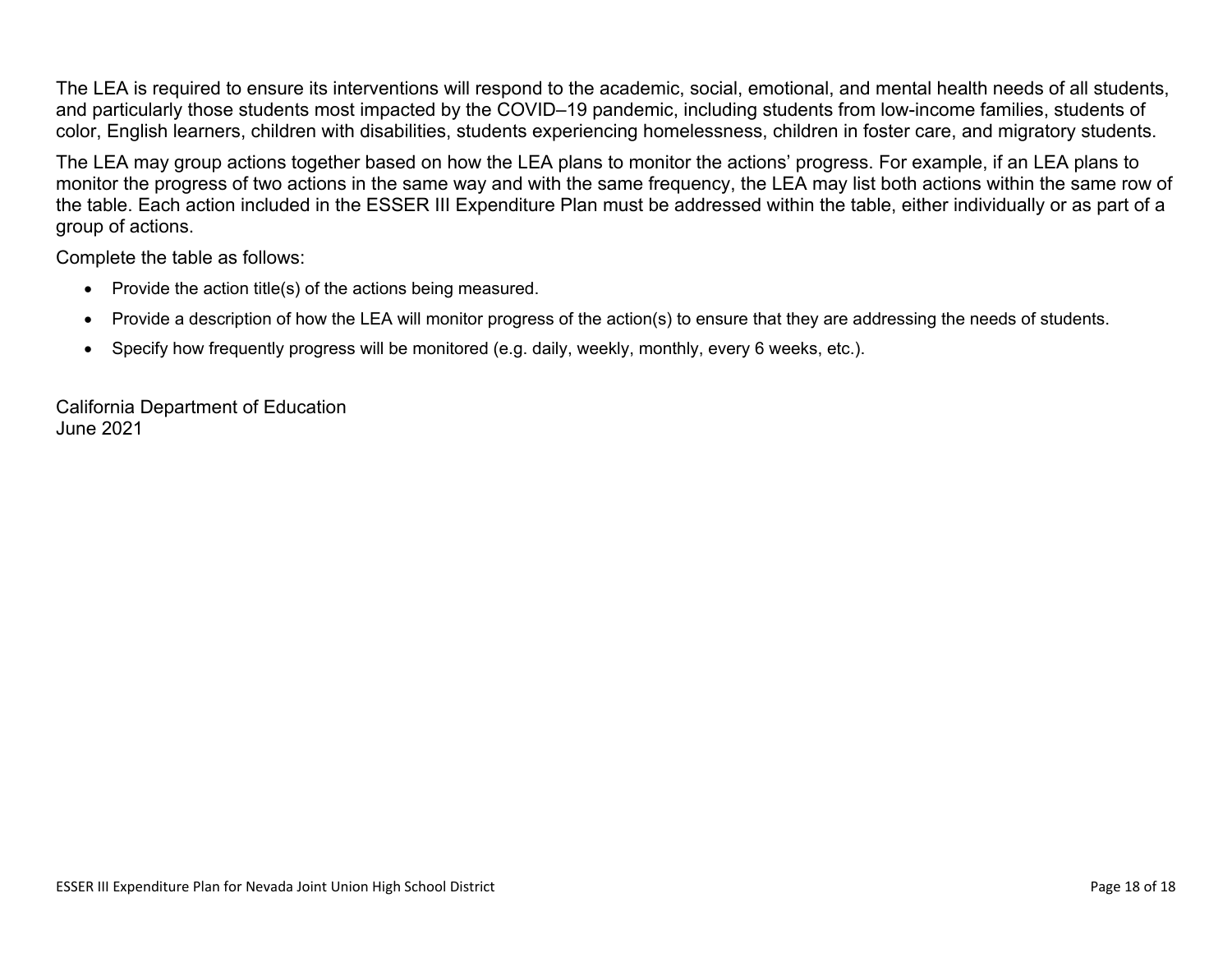The LEA is required to ensure its interventions will respond to the academic, social, emotional, and mental health needs of all students, and particularly those students most impacted by the COVID–19 pandemic, including students from low-income families, students of color, English learners, children with disabilities, students experiencing homelessness, children in foster care, and migratory students.

The LEA may group actions together based on how the LEA plans to monitor the actions' progress. For example, if an LEA plans to monitor the progress of two actions in the same way and with the same frequency, the LEA may list both actions within the same row of the table. Each action included in the ESSER III Expenditure Plan must be addressed within the table, either individually or as part of a group of actions.

Complete the table as follows:

- Provide the action title(s) of the actions being measured.
- Provide a description of how the LEA will monitor progress of the action(s) to ensure that they are addressing the needs of students.
- Specify how frequently progress will be monitored (e.g. daily, weekly, monthly, every 6 weeks, etc.).

California Department of Education
June 2021